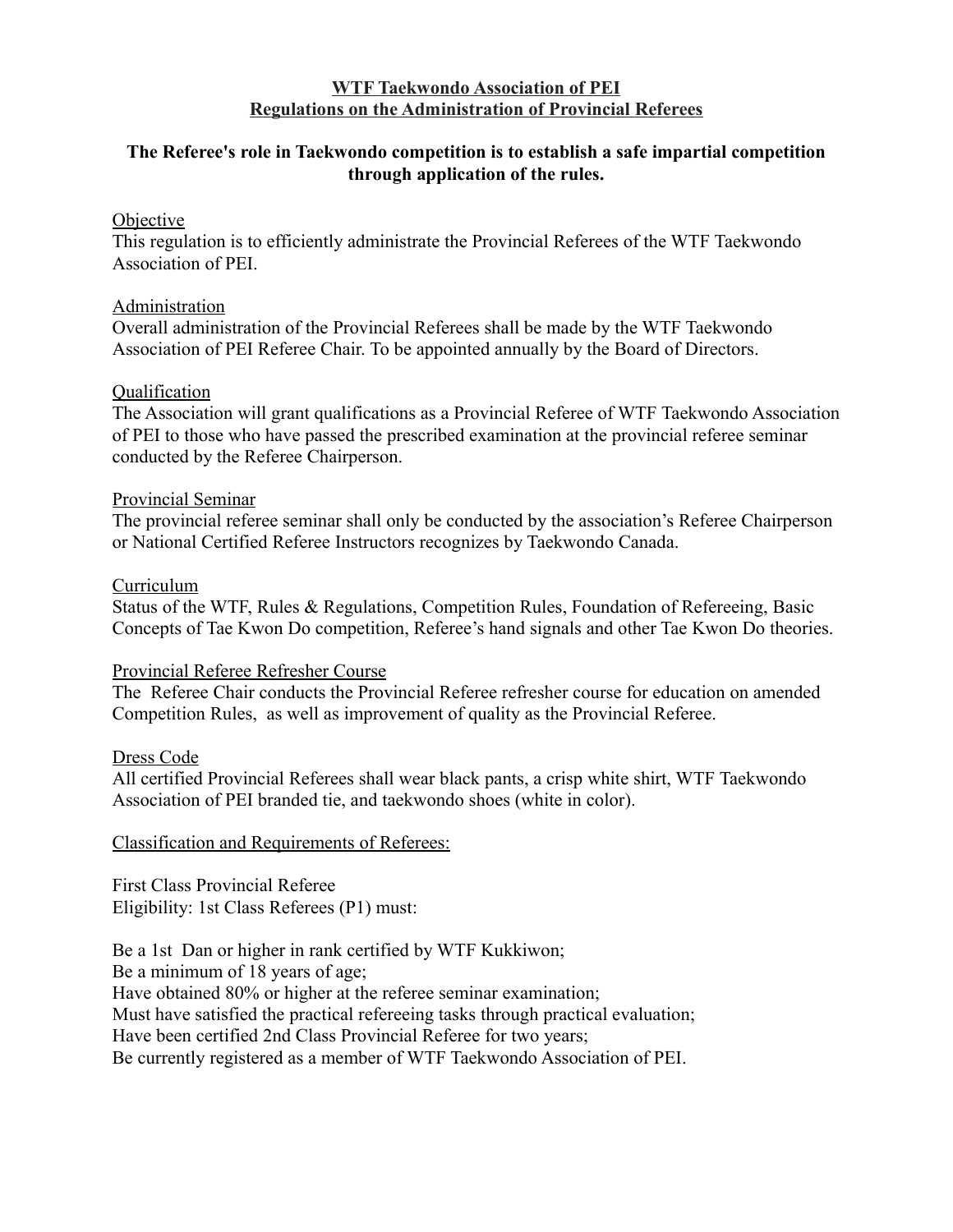# WTF Taekwondo Association of PEI
## Regulations on the Administration of Provincial Referees

**The Referee's role in Taekwondo competition is to establish a safe impartial competition through application of the rules.**

<u>Objective</u>
This regulation is to efficiently administrate the Provincial Referees of the WTF Taekwondo Association of PEI.

<u>Administration</u>
Overall administration of the Provincial Referees shall be made by the WTF Taekwondo Association of PEI Referee Chair. To be appointed annually by the Board of Directors.

<u>Qualification</u>
The Association will grant qualifications as a Provincial Referee of WTF Taekwondo Association of PEI to those who have passed the prescribed examination at the provincial referee seminar conducted by the Referee Chairperson.

<u>Provincial Seminar</u>
The provincial referee seminar shall only be conducted by the association's Referee Chairperson or National Certified Referee Instructors recognizes by Taekwondo Canada.

<u>Curriculum</u>
Status of the WTF, Rules & Regulations, Competition Rules, Foundation of Refereeing, Basic Concepts of Tae Kwon Do competition, Referee's hand signals and other Tae Kwon Do theories.

<u>Provincial Referee Refresher Course</u>
The Referee Chair conducts the Provincial Referee refresher course for education on amended Competition Rules, as well as improvement of quality as the Provincial Referee.

<u>Dress Code</u>
All certified Provincial Referees shall wear black pants, a crisp white shirt, WTF Taekwondo Association of PEI branded tie, and taekwondo shoes (white in color).

<u>Classification and Requirements of Referees:</u>

First Class Provincial Referee
Eligibility: 1st Class Referees (P1) must:

Be a 1st Dan or higher in rank certified by WTF Kukkiwon;
Be a minimum of 18 years of age;
Have obtained 80% or higher at the referee seminar examination;
Must have satisfied the practical refereeing tasks through practical evaluation;
Have been certified 2nd Class Provincial Referee for two years;
Be currently registered as a member of WTF Taekwondo Association of PEI.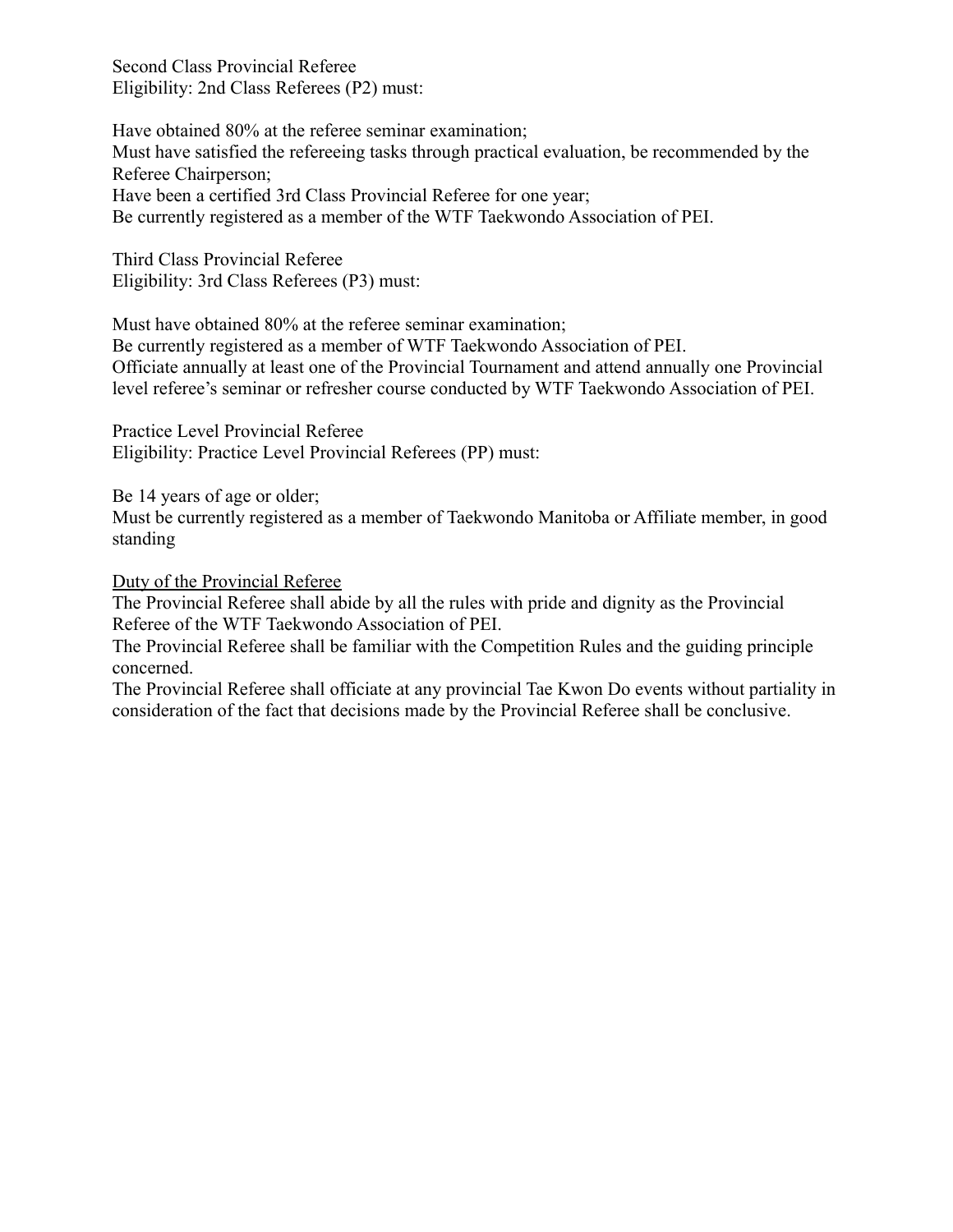Second Class Provincial Referee
Eligibility: 2nd Class Referees (P2) must:

Have obtained 80% at the referee seminar examination;
Must have satisfied the refereeing tasks through practical evaluation, be recommended by the Referee Chairperson;
Have been a certified 3rd Class Provincial Referee for one year;
Be currently registered as a member of the WTF Taekwondo Association of PEI.

Third Class Provincial Referee
Eligibility: 3rd Class Referees (P3) must:

Must have obtained 80% at the referee seminar examination;
Be currently registered as a member of WTF Taekwondo Association of PEI.
Officiate annually at least one of the Provincial Tournament and attend annually one Provincial level referee's seminar or refresher course conducted by WTF Taekwondo Association of PEI.

Practice Level Provincial Referee
Eligibility: Practice Level Provincial Referees (PP) must:

Be 14 years of age or older;
Must be currently registered as a member of Taekwondo Manitoba or Affiliate member, in good standing

<u>Duty of the Provincial Referee</u>
The Provincial Referee shall abide by all the rules with pride and dignity as the Provincial Referee of the WTF Taekwondo Association of PEI.
The Provincial Referee shall be familiar with the Competition Rules and the guiding principle concerned.
The Provincial Referee shall officiate at any provincial Tae Kwon Do events without partiality in consideration of the fact that decisions made by the Provincial Referee shall be conclusive.